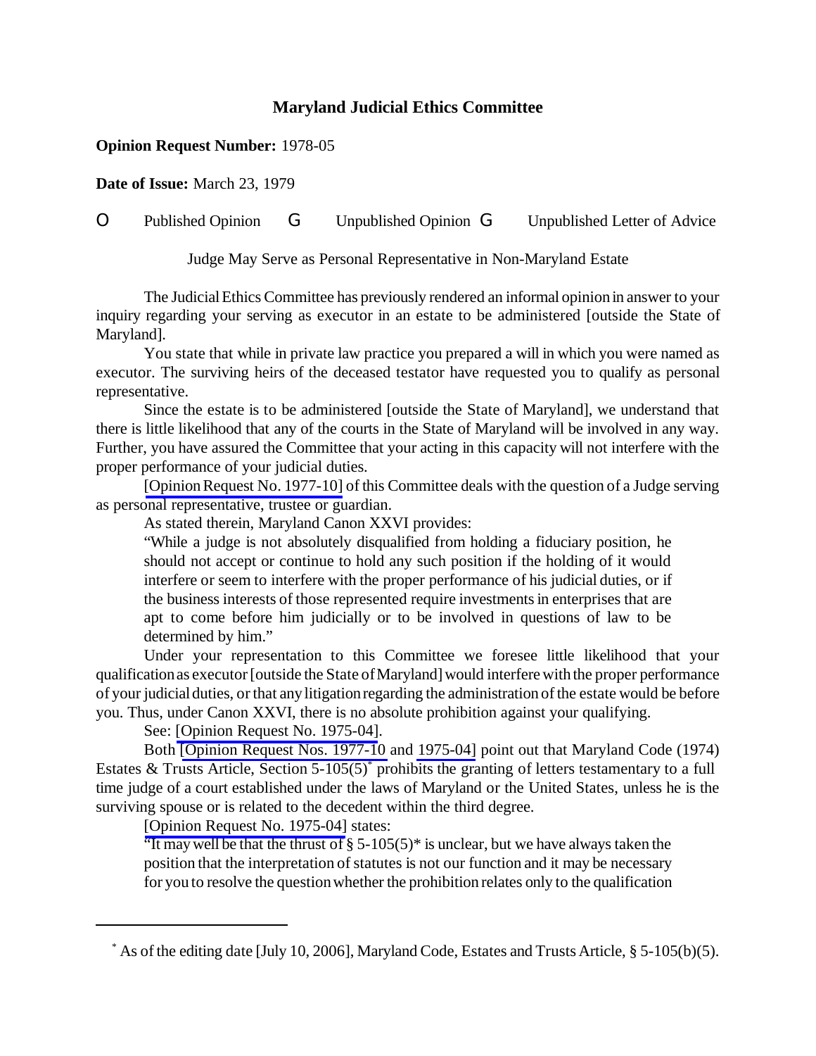# Maryland Judicial Ethics Committee

**Opinion Request Number:** 1978-05

**Date of Issue:** March 23, 1979

O Published Opinion G Unpublished Opinion G Unpublished Letter of Advice

Judge May Serve as Personal Representative in Non-Maryland Estate

The Judicial Ethics Committee has previously rendered an informal opinion in answer to your inquiry regarding your serving as executor in an estate to be administered [outside the State of Maryland].

You state that while in private law practice you prepared a will in which you were named as executor. The surviving heirs of the deceased testator have requested you to qualify as personal representative.

Since the estate is to be administered [outside the State of Maryland], we understand that there is little likelihood that any of the courts in the State of Maryland will be involved in any way. Further, you have assured the Committee that your acting in this capacity will not interfere with the proper performance of your judicial duties.

[Opinion Request No. 1977-10] of this Committee deals with the question of a Judge serving as personal representative, trustee or guardian.

As stated therein, Maryland Canon XXVI provides:

> "While a judge is not absolutely disqualified from holding a fiduciary position, he should not accept or continue to hold any such position if the holding of it would interfere or seem to interfere with the proper performance of his judicial duties, or if the business interests of those represented require investments in enterprises that are apt to come before him judicially or to be involved in questions of law to be determined by him."

Under your representation to this Committee we foresee little likelihood that your qualification as executor [outside the State of Maryland] would interfere with the proper performance of your judicial duties, or that any litigation regarding the administration of the estate would be before you. Thus, under Canon XXVI, there is no absolute prohibition against your qualifying.

See: [Opinion Request No. 1975-04].

Both [Opinion Request Nos. 1977-10 and 1975-04] point out that Maryland Code (1974) Estates & Trusts Article, Section 5-105(5)* prohibits the granting of letters testamentary to a full time judge of a court established under the laws of Maryland or the United States, unless he is the surviving spouse or is related to the decedent within the third degree.

[Opinion Request No. 1975-04] states:

> "It may well be that the thrust of § 5-105(5)* is unclear, but we have always taken the position that the interpretation of statutes is not our function and it may be necessary for you to resolve the question whether the prohibition relates only to the qualification

---

* As of the editing date [July 10, 2006], Maryland Code, Estates and Trusts Article, § 5-105(b)(5).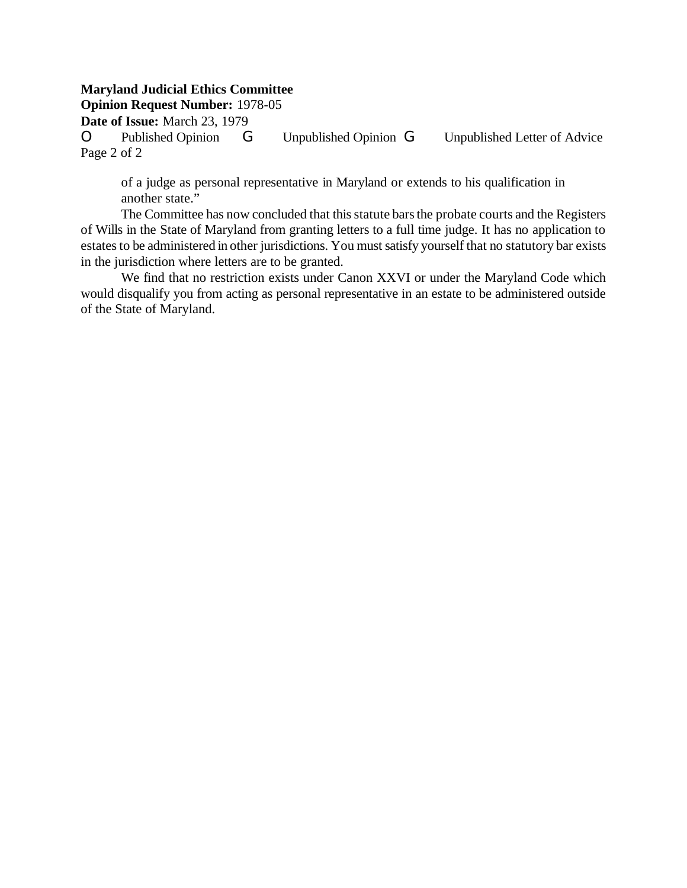of a judge as personal representative in Maryland or extends to his qualification in another state."

The Committee has now concluded that this statute bars the probate courts and the Registers of Wills in the State of Maryland from granting letters to a full time judge. It has no application to estates to be administered in other jurisdictions. You must satisfy yourself that no statutory bar exists in the jurisdiction where letters are to be granted.

We find that no restriction exists under Canon XXVI or under the Maryland Code which would disqualify you from acting as personal representative in an estate to be administered outside of the State of Maryland.